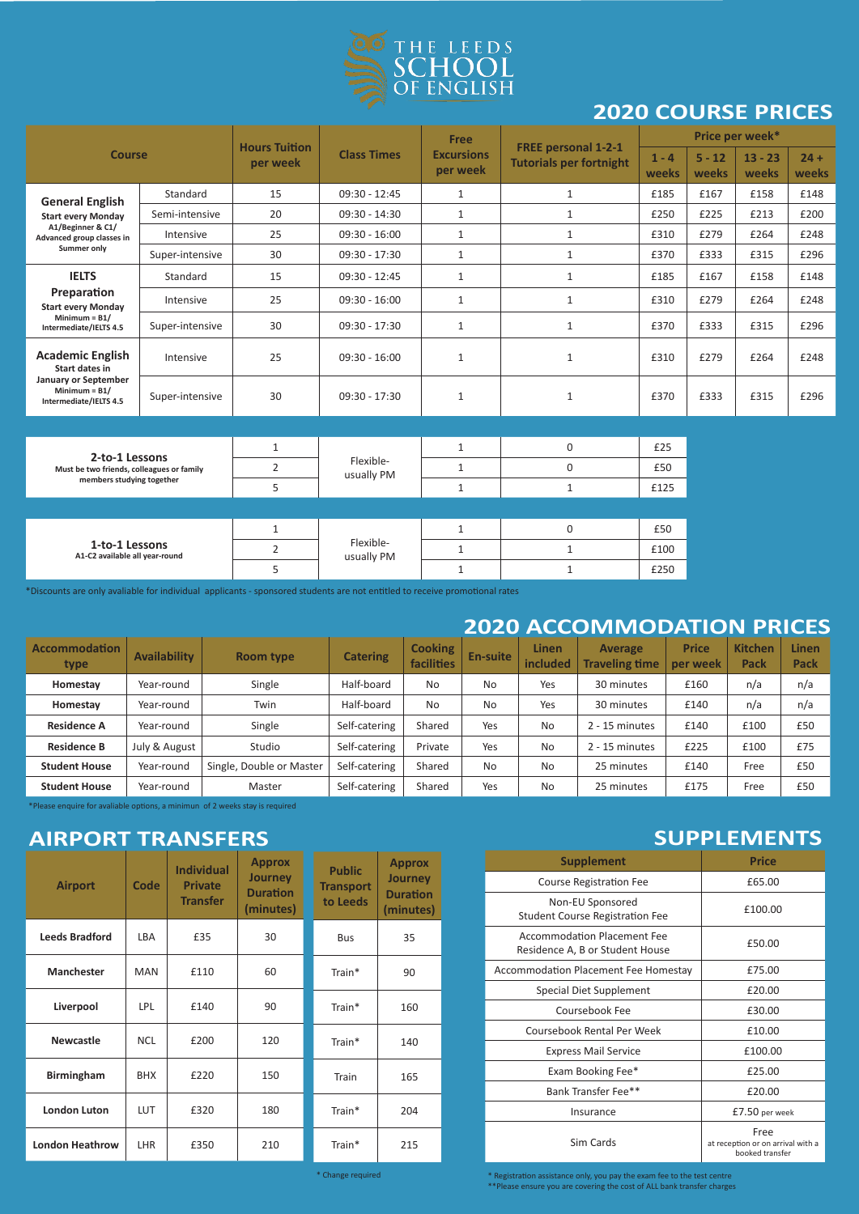# THE LEEDS SCHOOL OF ENGLISH

## 2020 COURSE PRICES

| Course | | Hours Tuition per week | Class Times | Free Excursions per week | FREE personal 1-2-1 Tutorials per fortnight | Price per week* | | | |
|---|---|---|---|---|---|---|---|---|---|
| | | | | | | 1 - 4 weeks | 5 - 12 weeks | 13 - 23 weeks | 24 + weeks |
| **General English** Start every Monday A1/Beginner & C1/ Advanced group classes in Summer only | Standard | 15 | 09:30 - 12:45 | 1 | 1 | £185 | £167 | £158 | £148 |
| | Semi-intensive | 20 | 09:30 - 14:30 | 1 | 1 | £250 | £225 | £213 | £200 |
| | Intensive | 25 | 09:30 - 16:00 | 1 | 1 | £310 | £279 | £264 | £248 |
| | Super-intensive | 30 | 09:30 - 17:30 | 1 | 1 | £370 | £333 | £315 | £296 |
| **IELTS Preparation** Start every Monday Minimum = B1/ Intermediate/IELTS 4.5 | Standard | 15 | 09:30 - 12:45 | 1 | 1 | £185 | £167 | £158 | £148 |
| | Intensive | 25 | 09:30 - 16:00 | 1 | 1 | £310 | £279 | £264 | £248 |
| | Super-intensive | 30 | 09:30 - 17:30 | 1 | 1 | £370 | £333 | £315 | £296 |
| **Academic English** Start dates in January or September Minimum = B1/ Intermediate/IELTS 4.5 | Intensive | 25 | 09:30 - 16:00 | 1 | 1 | £310 | £279 | £264 | £248 |
| | Super-intensive | 30 | 09:30 - 17:30 | 1 | 1 | £370 | £333 | £315 | £296 |

| Course | Hours Tuition per week | Class Times | Free Excursions per week | FREE personal 1-2-1 Tutorials per fortnight | Price per week |
|---|---|---|---|---|---|
| **2-to-1 Lessons** Must be two friends, colleagues or family members studying together | 1 | Flexible- usually PM | 1 | 0 | £25 |
| | 2 | | 1 | 0 | £50 |
| | 5 | | 1 | 1 | £125 |
| **1-to-1 Lessons** A1-C2 available all year-round | 1 | Flexible- usually PM | 1 | 0 | £50 |
| | 2 | | 1 | 1 | £100 |
| | 5 | | 1 | 1 | £250 |

*Discounts are only avaliable for individual applicants - sponsored students are not entitled to receive promotional rates

## 2020 ACCOMMODATION PRICES

| Accommodation type | Availability | Room type | Catering | Cooking facilities | En-suite | Linen included | Average Traveling time | Price per week | Kitchen Pack | Linen Pack |
|---|---|---|---|---|---|---|---|---|---|---|
| **Homestay** | Year-round | Single | Half-board | No | No | Yes | 30 minutes | £160 | n/a | n/a |
| **Homestay** | Year-round | Twin | Half-board | No | No | Yes | 30 minutes | £140 | n/a | n/a |
| **Residence A** | Year-round | Single | Self-catering | Shared | Yes | No | 2 - 15 minutes | £140 | £100 | £50 |
| **Residence B** | July & August | Studio | Self-catering | Private | Yes | No | 2 - 15 minutes | £225 | £100 | £75 |
| **Student House** | Year-round | Single, Double or Master | Self-catering | Shared | No | No | 25 minutes | £140 | Free | £50 |
| **Student House** | Year-round | Master | Self-catering | Shared | Yes | No | 25 minutes | £175 | Free | £50 |

*Please enquire for avaliable options, a minimun of 2 weeks stay is required

## AIRPORT TRANSFERS

| Airport | Code | Individual Private Transfer | Approx Journey Duration (minutes) | Public Transport to Leeds | Approx Journey Duration (minutes) |
|---|---|---|---|---|---|
| **Leeds Bradford** | LBA | £35 | 30 | Bus | 35 |
| **Manchester** | MAN | £110 | 60 | Train* | 90 |
| **Liverpool** | LPL | £140 | 90 | Train* | 160 |
| **Newcastle** | NCL | £200 | 120 | Train* | 140 |
| **Birmingham** | BHX | £220 | 150 | Train | 165 |
| **London Luton** | LUT | £320 | 180 | Train* | 204 |
| **London Heathrow** | LHR | £350 | 210 | Train* | 215 |

\* Change required

## SUPPLEMENTS

| Supplement | Price |
|---|---|
| Course Registration Fee | £65.00 |
| Non-EU Sponsored Student Course Registration Fee | £100.00 |
| Accommodation Placement Fee Residence A, B or Student House | £50.00 |
| Accommodation Placement Fee Homestay | £75.00 |
| Special Diet Supplement | £20.00 |
| Coursebook Fee | £30.00 |
| Coursebook Rental Per Week | £10.00 |
| Express Mail Service | £100.00 |
| Exam Booking Fee* | £25.00 |
| Bank Transfer Fee** | £20.00 |
| Insurance | £7.50 per week |
| Sim Cards | Free at reception or on arrival with a booked transfer |

\* Registration assistance only, you pay the exam fee to the test centre
**Please ensure you are covering the cost of ALL bank transfer charges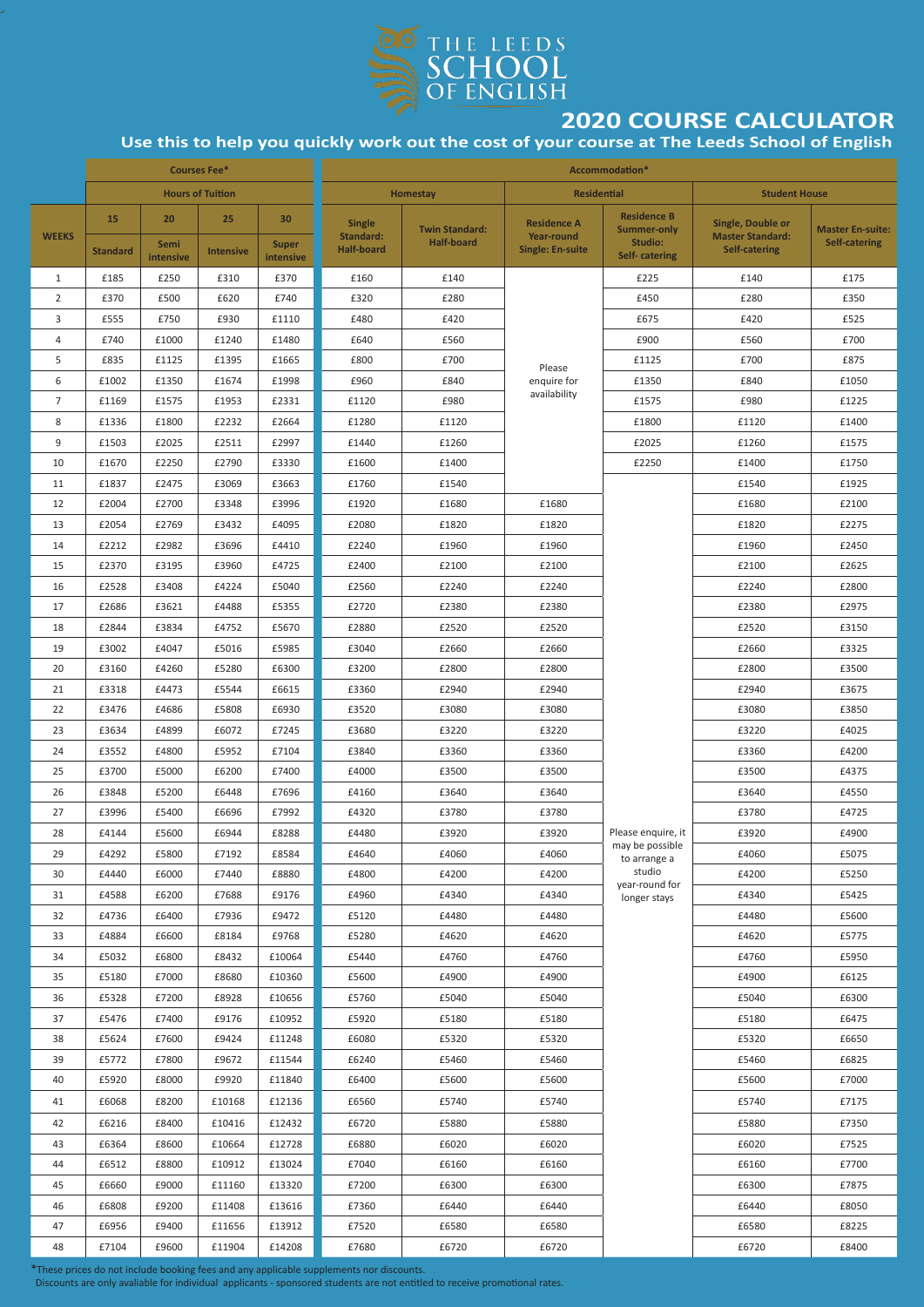# THE LEEDS SCHOOL OF ENGLISH

## 2020 COURSE CALCULATOR

**Use this to help you quickly work out the cost of your course at The Leeds School of English**

| | Courses Fee* | | | | Accommodation* | | | | | |
|---|---|---|---|---|---|---|---|---|---|---|
| | Hours of Tuition | | | | Homestay | | Residential | | Student House | |
| WEEKS | 15 Standard | 20 Semi intensive | 25 Intensive | 30 Super intensive | Single Standard: Half-board | Twin Standard: Half-board | Residence A Year-round Single: En-suite | Residence B Summer-only Studio: Self- catering | Single, Double or Master Standard: Self-catering | Master En-suite: Self-catering |
| 1 | £185 | £250 | £310 | £370 | £160 | £140 | Please enquire for availability | £225 | £140 | £175 |
| 2 | £370 | £500 | £620 | £740 | £320 | £280 | | £450 | £280 | £350 |
| 3 | £555 | £750 | £930 | £1110 | £480 | £420 | | £675 | £420 | £525 |
| 4 | £740 | £1000 | £1240 | £1480 | £640 | £560 | | £900 | £560 | £700 |
| 5 | £835 | £1125 | £1395 | £1665 | £800 | £700 | | £1125 | £700 | £875 |
| 6 | £1002 | £1350 | £1674 | £1998 | £960 | £840 | | £1350 | £840 | £1050 |
| 7 | £1169 | £1575 | £1953 | £2331 | £1120 | £980 | | £1575 | £980 | £1225 |
| 8 | £1336 | £1800 | £2232 | £2664 | £1280 | £1120 | | £1800 | £1120 | £1400 |
| 9 | £1503 | £2025 | £2511 | £2997 | £1440 | £1260 | | £2025 | £1260 | £1575 |
| 10 | £1670 | £2250 | £2790 | £3330 | £1600 | £1400 | | £2250 | £1400 | £1750 |
| 11 | £1837 | £2475 | £3069 | £3663 | £1760 | £1540 | | Please enquire, it may be possible to arrange a studio year-round for longer stays | £1540 | £1925 |
| 12 | £2004 | £2700 | £3348 | £3996 | £1920 | £1680 | £1680 | | £1680 | £2100 |
| 13 | £2054 | £2769 | £3432 | £4095 | £2080 | £1820 | £1820 | | £1820 | £2275 |
| 14 | £2212 | £2982 | £3696 | £4410 | £2240 | £1960 | £1960 | | £1960 | £2450 |
| 15 | £2370 | £3195 | £3960 | £4725 | £2400 | £2100 | £2100 | | £2100 | £2625 |
| 16 | £2528 | £3408 | £4224 | £5040 | £2560 | £2240 | £2240 | | £2240 | £2800 |
| 17 | £2686 | £3621 | £4488 | £5355 | £2720 | £2380 | £2380 | | £2380 | £2975 |
| 18 | £2844 | £3834 | £4752 | £5670 | £2880 | £2520 | £2520 | | £2520 | £3150 |
| 19 | £3002 | £4047 | £5016 | £5985 | £3040 | £2660 | £2660 | | £2660 | £3325 |
| 20 | £3160 | £4260 | £5280 | £6300 | £3200 | £2800 | £2800 | | £2800 | £3500 |
| 21 | £3318 | £4473 | £5544 | £6615 | £3360 | £2940 | £2940 | | £2940 | £3675 |
| 22 | £3476 | £4686 | £5808 | £6930 | £3520 | £3080 | £3080 | | £3080 | £3850 |
| 23 | £3634 | £4899 | £6072 | £7245 | £3680 | £3220 | £3220 | | £3220 | £4025 |
| 24 | £3552 | £4800 | £5952 | £7104 | £3840 | £3360 | £3360 | | £3360 | £4200 |
| 25 | £3700 | £5000 | £6200 | £7400 | £4000 | £3500 | £3500 | | £3500 | £4375 |
| 26 | £3848 | £5200 | £6448 | £7696 | £4160 | £3640 | £3640 | | £3640 | £4550 |
| 27 | £3996 | £5400 | £6696 | £7992 | £4320 | £3780 | £3780 | | £3780 | £4725 |
| 28 | £4144 | £5600 | £6944 | £8288 | £4480 | £3920 | £3920 | | £3920 | £4900 |
| 29 | £4292 | £5800 | £7192 | £8584 | £4640 | £4060 | £4060 | | £4060 | £5075 |
| 30 | £4440 | £6000 | £7440 | £8880 | £4800 | £4200 | £4200 | | £4200 | £5250 |
| 31 | £4588 | £6200 | £7688 | £9176 | £4960 | £4340 | £4340 | | £4340 | £5425 |
| 32 | £4736 | £6400 | £7936 | £9472 | £5120 | £4480 | £4480 | | £4480 | £5600 |
| 33 | £4884 | £6600 | £8184 | £9768 | £5280 | £4620 | £4620 | | £4620 | £5775 |
| 34 | £5032 | £6800 | £8432 | £10064 | £5440 | £4760 | £4760 | | £4760 | £5950 |
| 35 | £5180 | £7000 | £8680 | £10360 | £5600 | £4900 | £4900 | | £4900 | £6125 |
| 36 | £5328 | £7200 | £8928 | £10656 | £5760 | £5040 | £5040 | | £5040 | £6300 |
| 37 | £5476 | £7400 | £9176 | £10952 | £5920 | £5180 | £5180 | | £5180 | £6475 |
| 38 | £5624 | £7600 | £9424 | £11248 | £6080 | £5320 | £5320 | | £5320 | £6650 |
| 39 | £5772 | £7800 | £9672 | £11544 | £6240 | £5460 | £5460 | | £5460 | £6825 |
| 40 | £5920 | £8000 | £9920 | £11840 | £6400 | £5600 | £5600 | | £5600 | £7000 |
| 41 | £6068 | £8200 | £10168 | £12136 | £6560 | £5740 | £5740 | | £5740 | £7175 |
| 42 | £6216 | £8400 | £10416 | £12432 | £6720 | £5880 | £5880 | | £5880 | £7350 |
| 43 | £6364 | £8600 | £10664 | £12728 | £6880 | £6020 | £6020 | | £6020 | £7525 |
| 44 | £6512 | £8800 | £10912 | £13024 | £7040 | £6160 | £6160 | | £6160 | £7700 |
| 45 | £6660 | £9000 | £11160 | £13320 | £7200 | £6300 | £6300 | | £6300 | £7875 |
| 46 | £6808 | £9200 | £11408 | £13616 | £7360 | £6440 | £6440 | | £6440 | £8050 |
| 47 | £6956 | £9400 | £11656 | £13912 | £7520 | £6580 | £6580 | | £6580 | £8225 |
| 48 | £7104 | £9600 | £11904 | £14208 | £7680 | £6720 | £6720 | | £6720 | £8400 |

*These prices do not include booking fees and any applicable supplements nor discounts.
Discounts are only avaliable for individual applicants - sponsored students are not entitled to receive promotional rates.